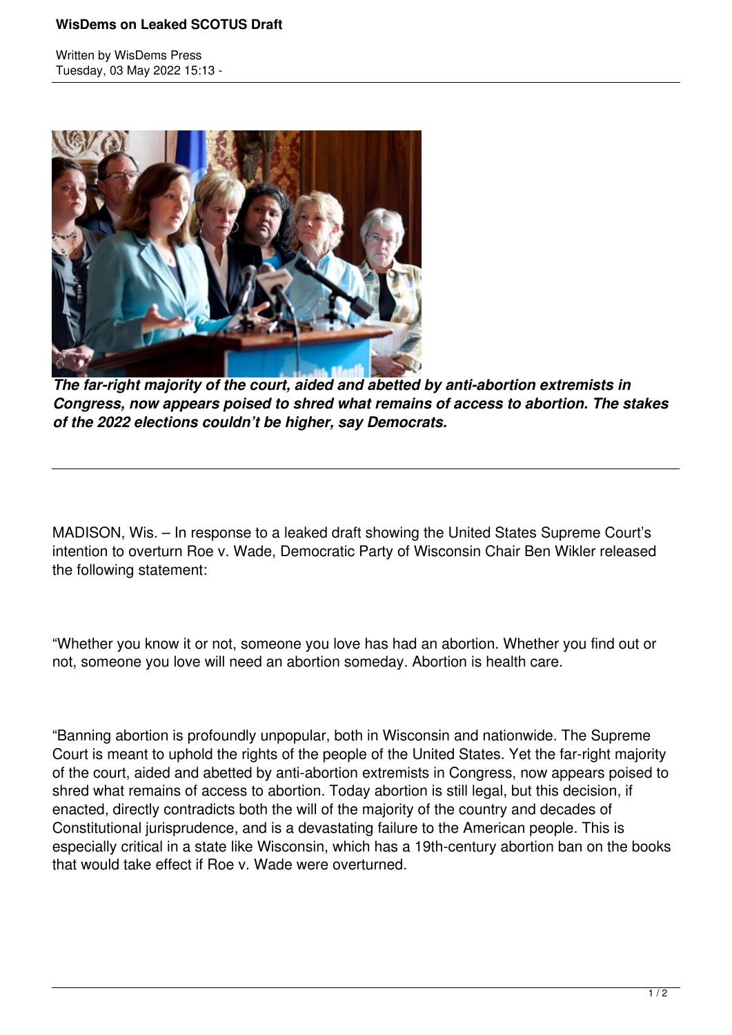# WisDems on Leaked SCOTUS Draft

Written by WisDems Press
Tuesday, 03 May 2022 15:13 -

***The far-right majority of the court, aided and abetted by anti-abortion extremists in Congress, now appears poised to shred what remains of access to abortion. The stakes of the 2022 elections couldn't be higher, say Democrats.***

---

MADISON, Wis. – In response to a leaked draft showing the United States Supreme Court's intention to overturn Roe v. Wade, Democratic Party of Wisconsin Chair Ben Wikler released the following statement:

"Whether you know it or not, someone you love has had an abortion. Whether you find out or not, someone you love will need an abortion someday. Abortion is health care.

"Banning abortion is profoundly unpopular, both in Wisconsin and nationwide. The Supreme Court is meant to uphold the rights of the people of the United States. Yet the far-right majority of the court, aided and abetted by anti-abortion extremists in Congress, now appears poised to shred what remains of access to abortion. Today abortion is still legal, but this decision, if enacted, directly contradicts both the will of the majority of the country and decades of Constitutional jurisprudence, and is a devastating failure to the American people. This is especially critical in a state like Wisconsin, which has a 19th-century abortion ban on the books that would take effect if Roe v. Wade were overturned.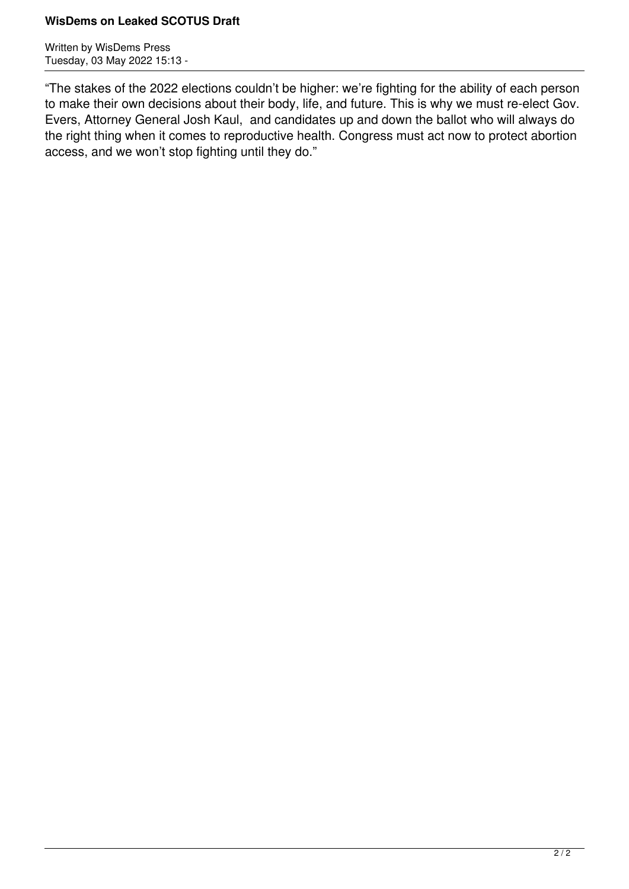"The stakes of the 2022 elections couldn't be higher: we're fighting for the ability of each person to make their own decisions about their body, life, and future. This is why we must re-elect Gov. Evers, Attorney General Josh Kaul, and candidates up and down the ballot who will always do the right thing when it comes to reproductive health. Congress must act now to protect abortion access, and we won't stop fighting until they do."